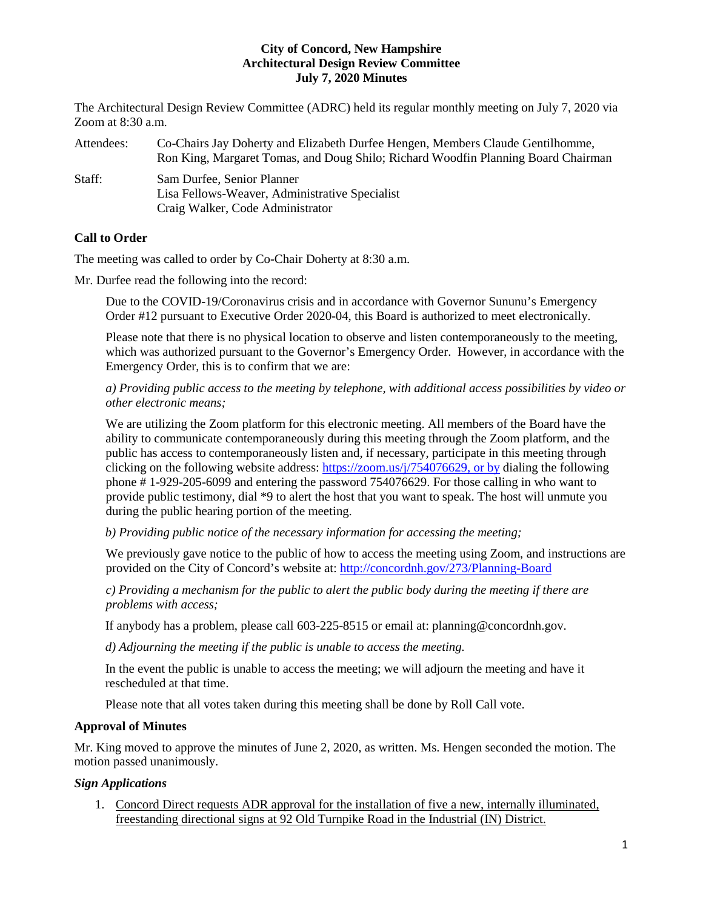**City of Concord, New Hampshire**
**Architectural Design Review Committee**
**July 7, 2020 Minutes**

The Architectural Design Review Committee (ADRC) held its regular monthly meeting on July 7, 2020 via Zoom at 8:30 a.m.

Attendees: Co-Chairs Jay Doherty and Elizabeth Durfee Hengen, Members Claude Gentilhomme, Ron King, Margaret Tomas, and Doug Shilo; Richard Woodfin Planning Board Chairman

Staff: Sam Durfee, Senior Planner
Lisa Fellows-Weaver, Administrative Specialist
Craig Walker, Code Administrator

## Call to Order

The meeting was called to order by Co-Chair Doherty at 8:30 a.m.

Mr. Durfee read the following into the record:

> Due to the COVID-19/Coronavirus crisis and in accordance with Governor Sununu's Emergency Order #12 pursuant to Executive Order 2020-04, this Board is authorized to meet electronically.
>
> Please note that there is no physical location to observe and listen contemporaneously to the meeting, which was authorized pursuant to the Governor's Emergency Order. However, in accordance with the Emergency Order, this is to confirm that we are:
>
> *a) Providing public access to the meeting by telephone, with additional access possibilities by video or other electronic means;*
>
> We are utilizing the Zoom platform for this electronic meeting. All members of the Board have the ability to communicate contemporaneously during this meeting through the Zoom platform, and the public has access to contemporaneously listen and, if necessary, participate in this meeting through clicking on the following website address: https://zoom.us/j/754076629, or by dialing the following phone # 1-929-205-6099 and entering the password 754076629. For those calling in who want to provide public testimony, dial *9 to alert the host that you want to speak. The host will unmute you during the public hearing portion of the meeting.
>
> *b) Providing public notice of the necessary information for accessing the meeting;*
>
> We previously gave notice to the public of how to access the meeting using Zoom, and instructions are provided on the City of Concord's website at: http://concordnh.gov/273/Planning-Board
>
> *c) Providing a mechanism for the public to alert the public body during the meeting if there are problems with access;*
>
> If anybody has a problem, please call 603-225-8515 or email at: planning@concordnh.gov.
>
> *d) Adjourning the meeting if the public is unable to access the meeting.*
>
> In the event the public is unable to access the meeting; we will adjourn the meeting and have it rescheduled at that time.
>
> Please note that all votes taken during this meeting shall be done by Roll Call vote.

## Approval of Minutes

Mr. King moved to approve the minutes of June 2, 2020, as written. Ms. Hengen seconded the motion. The motion passed unanimously.

## *Sign Applications*

1. Concord Direct requests ADR approval for the installation of five a new, internally illuminated, freestanding directional signs at 92 Old Turnpike Road in the Industrial (IN) District.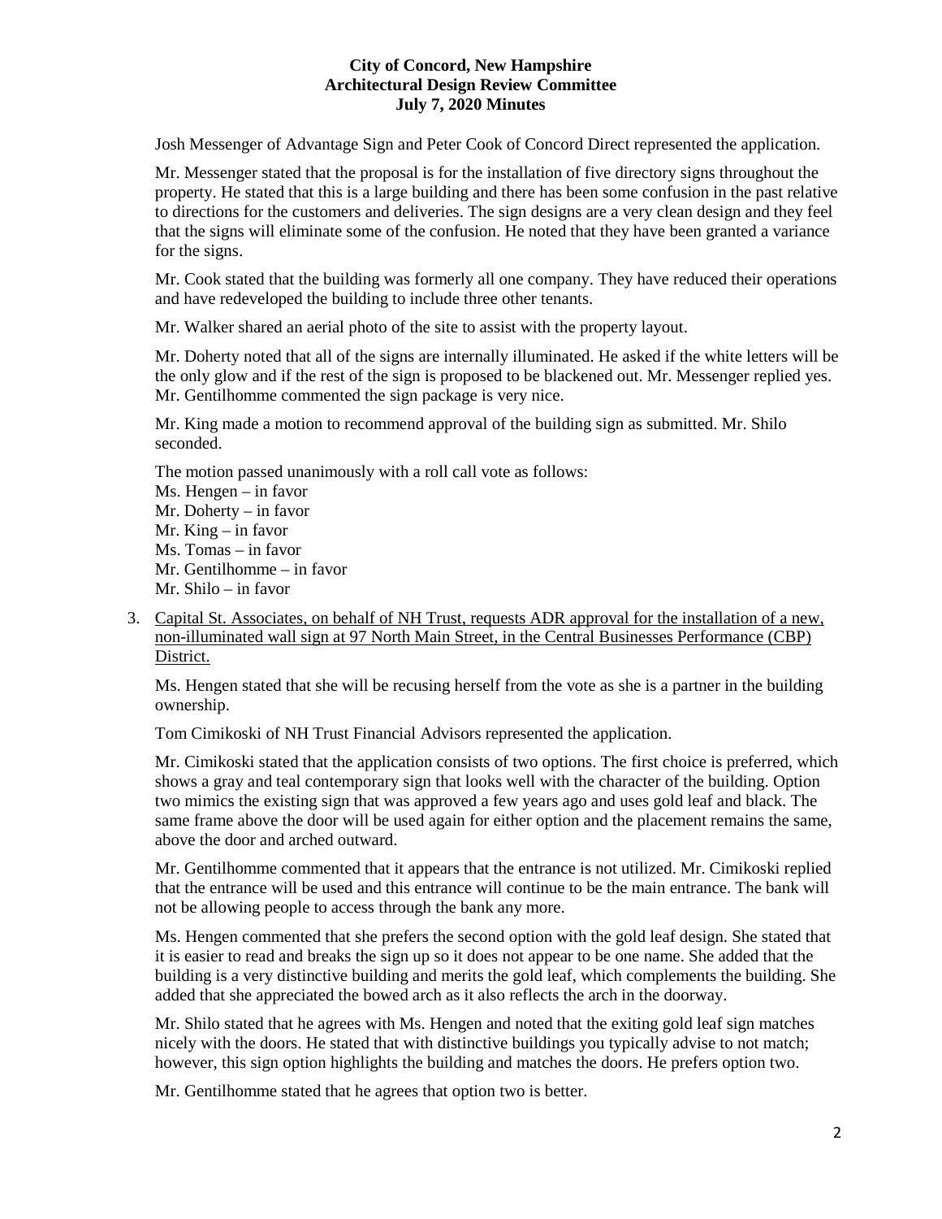Josh Messenger of Advantage Sign and Peter Cook of Concord Direct represented the application.

Mr. Messenger stated that the proposal is for the installation of five directory signs throughout the property. He stated that this is a large building and there has been some confusion in the past relative to directions for the customers and deliveries. The sign designs are a very clean design and they feel that the signs will eliminate some of the confusion. He noted that they have been granted a variance for the signs.

Mr. Cook stated that the building was formerly all one company. They have reduced their operations and have redeveloped the building to include three other tenants.

Mr. Walker shared an aerial photo of the site to assist with the property layout.

Mr. Doherty noted that all of the signs are internally illuminated. He asked if the white letters will be the only glow and if the rest of the sign is proposed to be blackened out. Mr. Messenger replied yes. Mr. Gentilhomme commented the sign package is very nice.

Mr. King made a motion to recommend approval of the building sign as submitted. Mr. Shilo seconded.

The motion passed unanimously with a roll call vote as follows:
Ms. Hengen – in favor
Mr. Doherty – in favor
Mr. King – in favor
Ms. Tomas – in favor
Mr. Gentilhomme – in favor
Mr. Shilo – in favor

3. Capital St. Associates, on behalf of NH Trust, requests ADR approval for the installation of a new, non-illuminated wall sign at 97 North Main Street, in the Central Businesses Performance (CBP) District.

   Ms. Hengen stated that she will be recusing herself from the vote as she is a partner in the building ownership.

   Tom Cimikoski of NH Trust Financial Advisors represented the application.

   Mr. Cimikoski stated that the application consists of two options. The first choice is preferred, which shows a gray and teal contemporary sign that looks well with the character of the building. Option two mimics the existing sign that was approved a few years ago and uses gold leaf and black. The same frame above the door will be used again for either option and the placement remains the same, above the door and arched outward.

   Mr. Gentilhomme commented that it appears that the entrance is not utilized. Mr. Cimikoski replied that the entrance will be used and this entrance will continue to be the main entrance. The bank will not be allowing people to access through the bank any more.

   Ms. Hengen commented that she prefers the second option with the gold leaf design. She stated that it is easier to read and breaks the sign up so it does not appear to be one name. She added that the building is a very distinctive building and merits the gold leaf, which complements the building. She added that she appreciated the bowed arch as it also reflects the arch in the doorway.

   Mr. Shilo stated that he agrees with Ms. Hengen and noted that the exiting gold leaf sign matches nicely with the doors. He stated that with distinctive buildings you typically advise to not match; however, this sign option highlights the building and matches the doors. He prefers option two.

   Mr. Gentilhomme stated that he agrees that option two is better.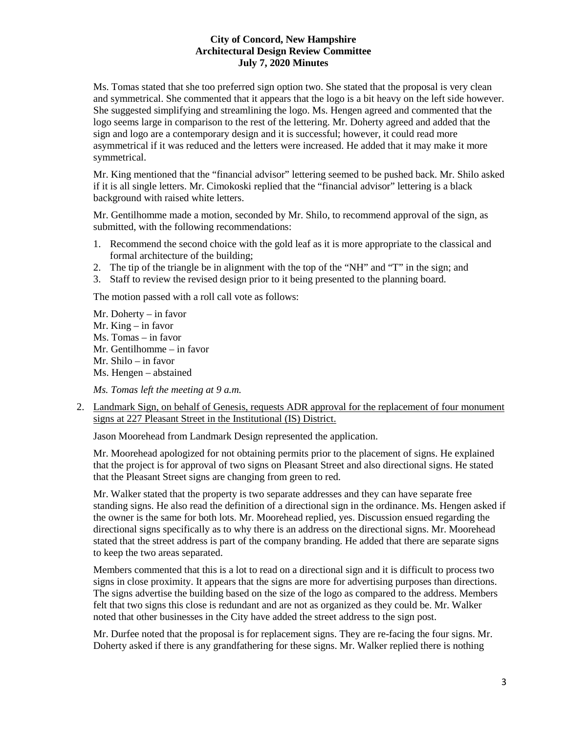Ms. Tomas stated that she too preferred sign option two. She stated that the proposal is very clean and symmetrical. She commented that it appears that the logo is a bit heavy on the left side however. She suggested simplifying and streamlining the logo. Ms. Hengen agreed and commented that the logo seems large in comparison to the rest of the lettering. Mr. Doherty agreed and added that the sign and logo are a contemporary design and it is successful; however, it could read more asymmetrical if it was reduced and the letters were increased. He added that it may make it more symmetrical.

Mr. King mentioned that the "financial advisor" lettering seemed to be pushed back. Mr. Shilo asked if it is all single letters. Mr. Cimokoski replied that the "financial advisor" lettering is a black background with raised white letters.

Mr. Gentilhomme made a motion, seconded by Mr. Shilo, to recommend approval of the sign, as submitted, with the following recommendations:

1. Recommend the second choice with the gold leaf as it is more appropriate to the classical and formal architecture of the building;
2. The tip of the triangle be in alignment with the top of the "NH" and "T" in the sign; and
3. Staff to review the revised design prior to it being presented to the planning board.

The motion passed with a roll call vote as follows:

Mr. Doherty – in favor
Mr. King – in favor
Ms. Tomas – in favor
Mr. Gentilhomme – in favor
Mr. Shilo – in favor
Ms. Hengen – abstained

*Ms. Tomas left the meeting at 9 a.m.*

2. Landmark Sign, on behalf of Genesis, requests ADR approval for the replacement of four monument signs at 227 Pleasant Street in the Institutional (IS) District.

   Jason Moorehead from Landmark Design represented the application.

   Mr. Moorehead apologized for not obtaining permits prior to the placement of signs. He explained that the project is for approval of two signs on Pleasant Street and also directional signs. He stated that the Pleasant Street signs are changing from green to red.

   Mr. Walker stated that the property is two separate addresses and they can have separate free standing signs. He also read the definition of a directional sign in the ordinance. Ms. Hengen asked if the owner is the same for both lots. Mr. Moorehead replied, yes. Discussion ensued regarding the directional signs specifically as to why there is an address on the directional signs. Mr. Moorehead stated that the street address is part of the company branding. He added that there are separate signs to keep the two areas separated.

   Members commented that this is a lot to read on a directional sign and it is difficult to process two signs in close proximity. It appears that the signs are more for advertising purposes than directions. The signs advertise the building based on the size of the logo as compared to the address. Members felt that two signs this close is redundant and are not as organized as they could be. Mr. Walker noted that other businesses in the City have added the street address to the sign post.

   Mr. Durfee noted that the proposal is for replacement signs. They are re-facing the four signs. Mr. Doherty asked if there is any grandfathering for these signs. Mr. Walker replied there is nothing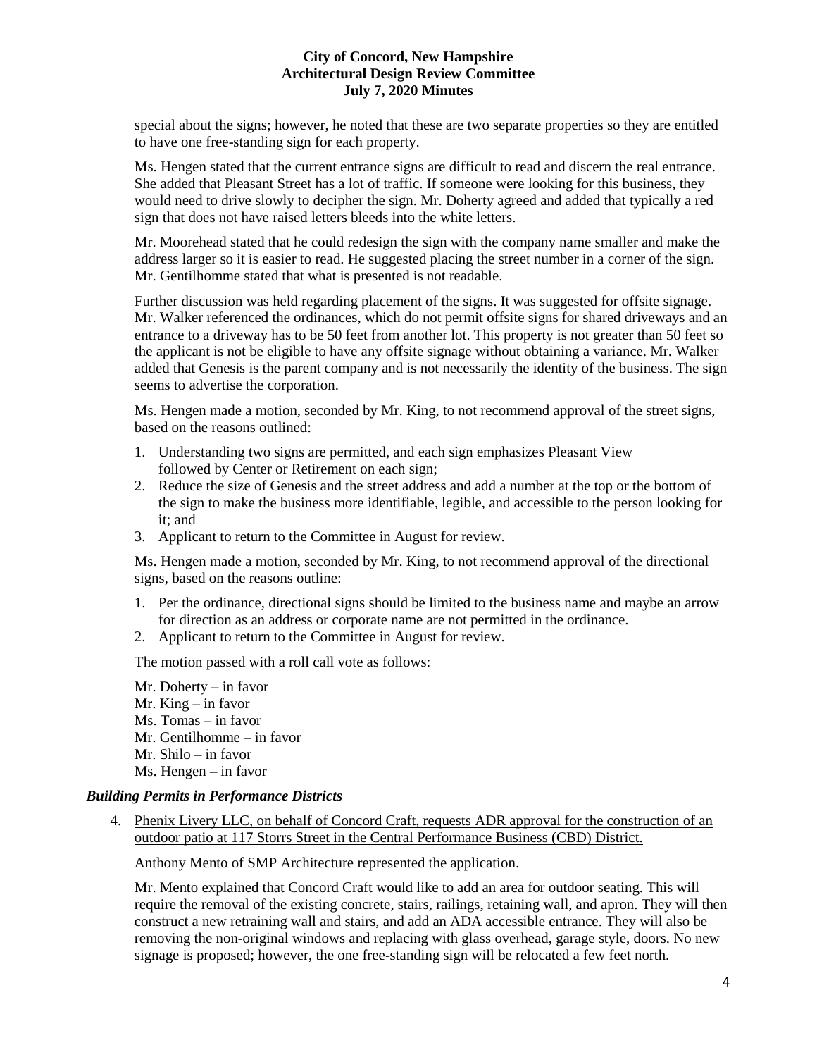special about the signs; however, he noted that these are two separate properties so they are entitled to have one free-standing sign for each property.

Ms. Hengen stated that the current entrance signs are difficult to read and discern the real entrance. She added that Pleasant Street has a lot of traffic. If someone were looking for this business, they would need to drive slowly to decipher the sign. Mr. Doherty agreed and added that typically a red sign that does not have raised letters bleeds into the white letters.

Mr. Moorehead stated that he could redesign the sign with the company name smaller and make the address larger so it is easier to read. He suggested placing the street number in a corner of the sign. Mr. Gentilhomme stated that what is presented is not readable.

Further discussion was held regarding placement of the signs. It was suggested for offsite signage. Mr. Walker referenced the ordinances, which do not permit offsite signs for shared driveways and an entrance to a driveway has to be 50 feet from another lot. This property is not greater than 50 feet so the applicant is not be eligible to have any offsite signage without obtaining a variance. Mr. Walker added that Genesis is the parent company and is not necessarily the identity of the business. The sign seems to advertise the corporation.

Ms. Hengen made a motion, seconded by Mr. King, to not recommend approval of the street signs, based on the reasons outlined:

1. Understanding two signs are permitted, and each sign emphasizes Pleasant View followed by Center or Retirement on each sign;
2. Reduce the size of Genesis and the street address and add a number at the top or the bottom of the sign to make the business more identifiable, legible, and accessible to the person looking for it; and
3. Applicant to return to the Committee in August for review.

Ms. Hengen made a motion, seconded by Mr. King, to not recommend approval of the directional signs, based on the reasons outline:

1. Per the ordinance, directional signs should be limited to the business name and maybe an arrow for direction as an address or corporate name are not permitted in the ordinance.
2. Applicant to return to the Committee in August for review.

The motion passed with a roll call vote as follows:

Mr. Doherty – in favor
Mr. King – in favor
Ms. Tomas – in favor
Mr. Gentilhomme – in favor
Mr. Shilo – in favor
Ms. Hengen – in favor

### *Building Permits in Performance Districts*

4. Phenix Livery LLC, on behalf of Concord Craft, requests ADR approval for the construction of an outdoor patio at 117 Storrs Street in the Central Performance Business (CBD) District.

Anthony Mento of SMP Architecture represented the application.

Mr. Mento explained that Concord Craft would like to add an area for outdoor seating. This will require the removal of the existing concrete, stairs, railings, retaining wall, and apron. They will then construct a new retraining wall and stairs, and add an ADA accessible entrance. They will also be removing the non-original windows and replacing with glass overhead, garage style, doors. No new signage is proposed; however, the one free-standing sign will be relocated a few feet north.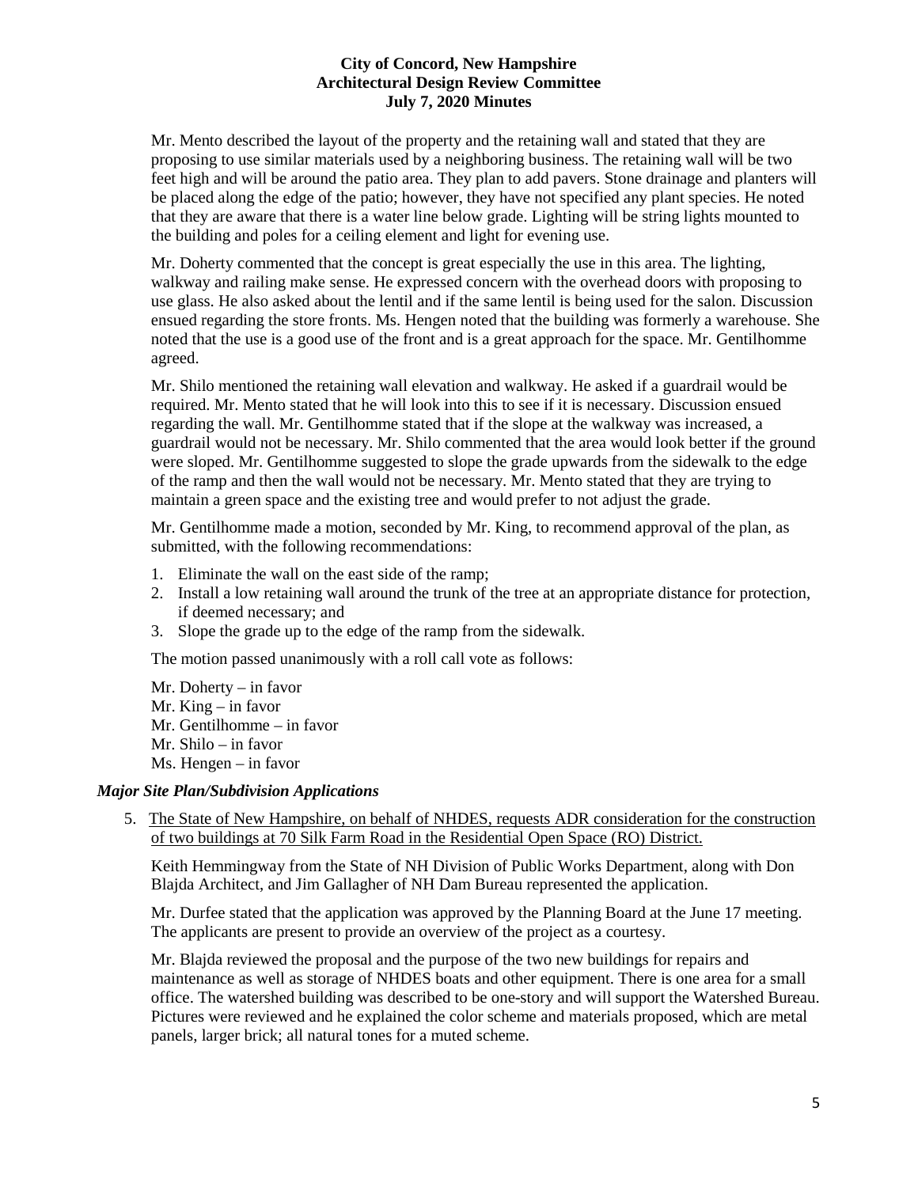Mr. Mento described the layout of the property and the retaining wall and stated that they are proposing to use similar materials used by a neighboring business. The retaining wall will be two feet high and will be around the patio area. They plan to add pavers. Stone drainage and planters will be placed along the edge of the patio; however, they have not specified any plant species. He noted that they are aware that there is a water line below grade. Lighting will be string lights mounted to the building and poles for a ceiling element and light for evening use.

Mr. Doherty commented that the concept is great especially the use in this area. The lighting, walkway and railing make sense. He expressed concern with the overhead doors with proposing to use glass. He also asked about the lentil and if the same lentil is being used for the salon. Discussion ensued regarding the store fronts. Ms. Hengen noted that the building was formerly a warehouse. She noted that the use is a good use of the front and is a great approach for the space. Mr. Gentilhomme agreed.

Mr. Shilo mentioned the retaining wall elevation and walkway. He asked if a guardrail would be required. Mr. Mento stated that he will look into this to see if it is necessary. Discussion ensued regarding the wall. Mr. Gentilhomme stated that if the slope at the walkway was increased, a guardrail would not be necessary. Mr. Shilo commented that the area would look better if the ground were sloped. Mr. Gentilhomme suggested to slope the grade upwards from the sidewalk to the edge of the ramp and then the wall would not be necessary. Mr. Mento stated that they are trying to maintain a green space and the existing tree and would prefer to not adjust the grade.

Mr. Gentilhomme made a motion, seconded by Mr. King, to recommend approval of the plan, as submitted, with the following recommendations:

1. Eliminate the wall on the east side of the ramp;
2. Install a low retaining wall around the trunk of the tree at an appropriate distance for protection, if deemed necessary; and
3. Slope the grade up to the edge of the ramp from the sidewalk.

The motion passed unanimously with a roll call vote as follows:

Mr. Doherty – in favor
Mr. King – in favor
Mr. Gentilhomme – in favor
Mr. Shilo – in favor
Ms. Hengen – in favor

### *Major Site Plan/Subdivision Applications*

5. The State of New Hampshire, on behalf of NHDES, requests ADR consideration for the construction of two buildings at 70 Silk Farm Road in the Residential Open Space (RO) District.

Keith Hemmingway from the State of NH Division of Public Works Department, along with Don Blajda Architect, and Jim Gallagher of NH Dam Bureau represented the application.

Mr. Durfee stated that the application was approved by the Planning Board at the June 17 meeting. The applicants are present to provide an overview of the project as a courtesy.

Mr. Blajda reviewed the proposal and the purpose of the two new buildings for repairs and maintenance as well as storage of NHDES boats and other equipment. There is one area for a small office. The watershed building was described to be one-story and will support the Watershed Bureau. Pictures were reviewed and he explained the color scheme and materials proposed, which are metal panels, larger brick; all natural tones for a muted scheme.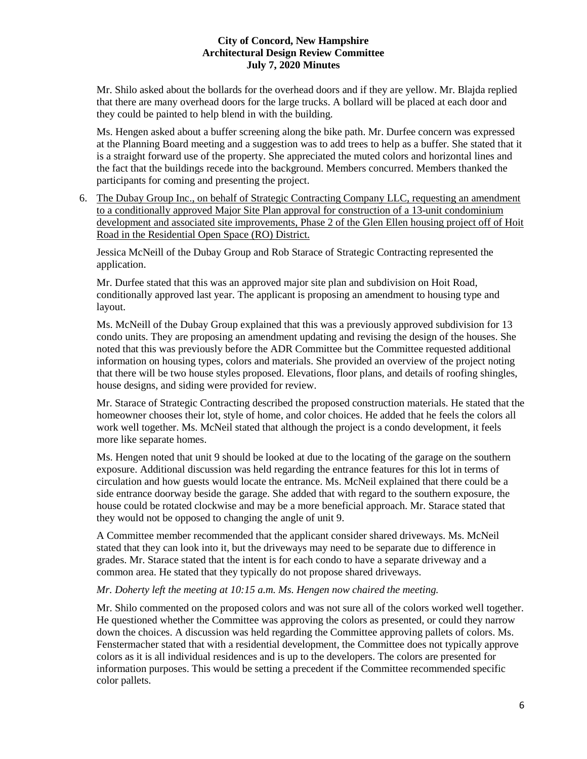Mr. Shilo asked about the bollards for the overhead doors and if they are yellow. Mr. Blajda replied that there are many overhead doors for the large trucks. A bollard will be placed at each door and they could be painted to help blend in with the building.

Ms. Hengen asked about a buffer screening along the bike path. Mr. Durfee concern was expressed at the Planning Board meeting and a suggestion was to add trees to help as a buffer. She stated that it is a straight forward use of the property. She appreciated the muted colors and horizontal lines and the fact that the buildings recede into the background. Members concurred. Members thanked the participants for coming and presenting the project.

6. <u>The Dubay Group Inc., on behalf of Strategic Contracting Company LLC, requesting an amendment to a conditionally approved Major Site Plan approval for construction of a 13-unit condominium development and associated site improvements, Phase 2 of the Glen Ellen housing project off of Hoit Road in the Residential Open Space (RO) District.</u>

   Jessica McNeill of the Dubay Group and Rob Starace of Strategic Contracting represented the application.

   Mr. Durfee stated that this was an approved major site plan and subdivision on Hoit Road, conditionally approved last year. The applicant is proposing an amendment to housing type and layout.

   Ms. McNeill of the Dubay Group explained that this was a previously approved subdivision for 13 condo units. They are proposing an amendment updating and revising the design of the houses. She noted that this was previously before the ADR Committee but the Committee requested additional information on housing types, colors and materials. She provided an overview of the project noting that there will be two house styles proposed. Elevations, floor plans, and details of roofing shingles, house designs, and siding were provided for review.

   Mr. Starace of Strategic Contracting described the proposed construction materials. He stated that the homeowner chooses their lot, style of home, and color choices. He added that he feels the colors all work well together. Ms. McNeil stated that although the project is a condo development, it feels more like separate homes.

   Ms. Hengen noted that unit 9 should be looked at due to the locating of the garage on the southern exposure. Additional discussion was held regarding the entrance features for this lot in terms of circulation and how guests would locate the entrance. Ms. McNeil explained that there could be a side entrance doorway beside the garage. She added that with regard to the southern exposure, the house could be rotated clockwise and may be a more beneficial approach. Mr. Starace stated that they would not be opposed to changing the angle of unit 9.

   A Committee member recommended that the applicant consider shared driveways. Ms. McNeil stated that they can look into it, but the driveways may need to be separate due to difference in grades. Mr. Starace stated that the intent is for each condo to have a separate driveway and a common area. He stated that they typically do not propose shared driveways.

   *Mr. Doherty left the meeting at 10:15 a.m. Ms. Hengen now chaired the meeting.*

   Mr. Shilo commented on the proposed colors and was not sure all of the colors worked well together. He questioned whether the Committee was approving the colors as presented, or could they narrow down the choices. A discussion was held regarding the Committee approving pallets of colors. Ms. Fenstermacher stated that with a residential development, the Committee does not typically approve colors as it is all individual residences and is up to the developers. The colors are presented for information purposes. This would be setting a precedent if the Committee recommended specific color pallets.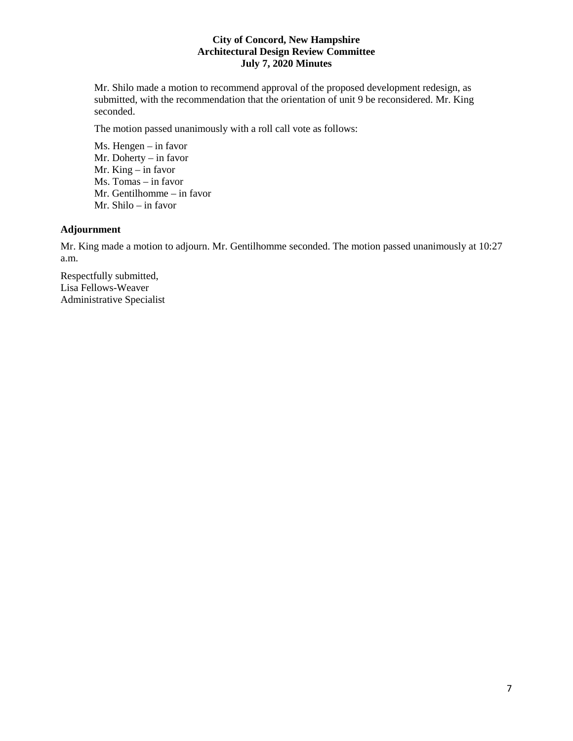Mr. Shilo made a motion to recommend approval of the proposed development redesign, as submitted, with the recommendation that the orientation of unit 9 be reconsidered. Mr. King seconded.

The motion passed unanimously with a roll call vote as follows:

Ms. Hengen – in favor
Mr. Doherty – in favor
Mr. King – in favor
Ms. Tomas – in favor
Mr. Gentilhomme – in favor
Mr. Shilo – in favor

## Adjournment

Mr. King made a motion to adjourn. Mr. Gentilhomme seconded. The motion passed unanimously at 10:27 a.m.

Respectfully submitted,
Lisa Fellows-Weaver
Administrative Specialist